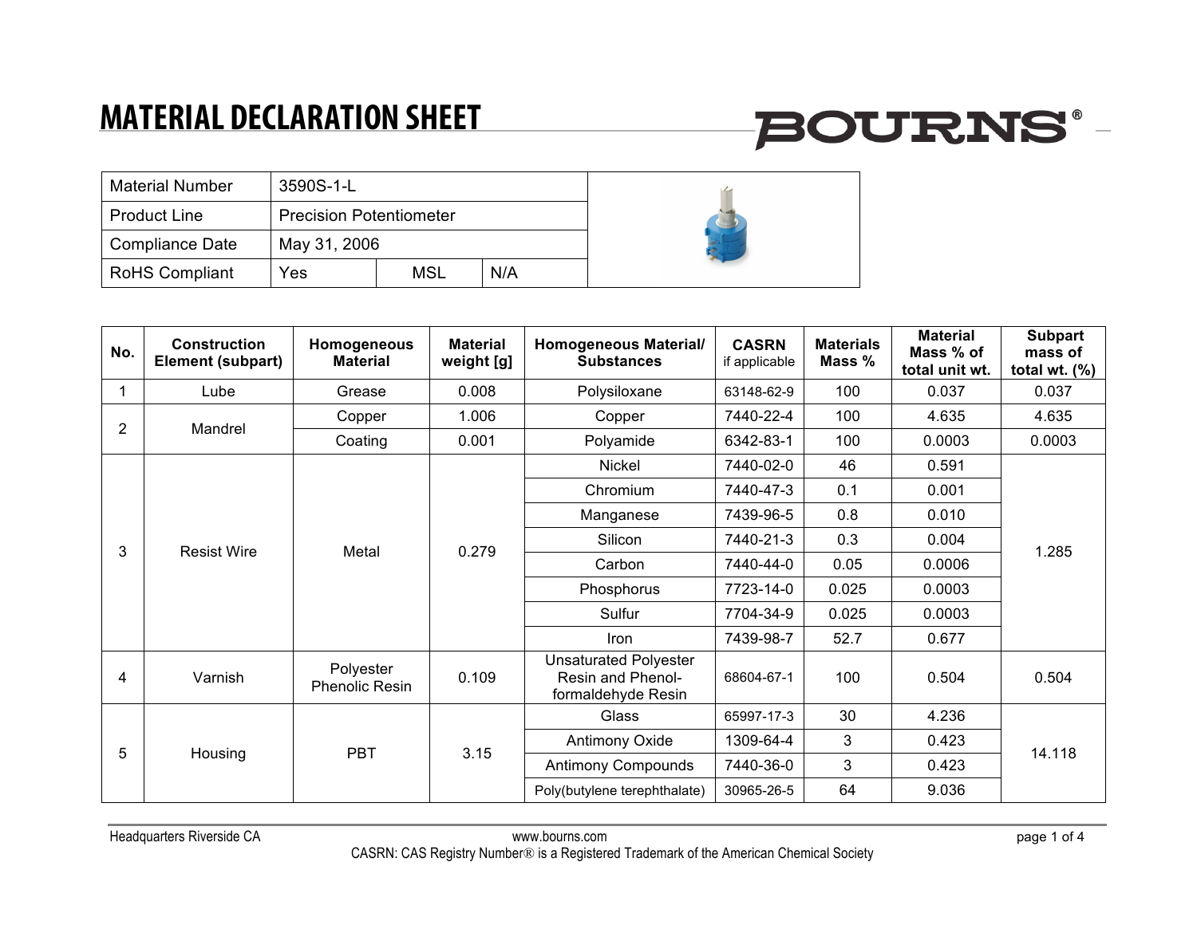# MATERIAL DECLARATION SHEET

| Material Number | 3590S-1-L | | |
|---|---|---|---|
| Product Line | Precision Potentiometer | | |
| Compliance Date | May 31, 2006 | | |
| RoHS Compliant | Yes | MSL | N/A |

| No. | Construction Element (subpart) | Homogeneous Material | Material weight [g] | Homogeneous Material/ Substances | CASRN if applicable | Materials Mass % | Material Mass % of total unit wt. | Subpart mass of total wt. (%) |
|---|---|---|---|---|---|---|---|---|
| 1 | Lube | Grease | 0.008 | Polysiloxane | 63148-62-9 | 100 | 0.037 | 0.037 |
| 2 | Mandrel | Copper | 1.006 | Copper | 7440-22-4 | 100 | 4.635 | 4.635 |
| | | Coating | 0.001 | Polyamide | 6342-83-1 | 100 | 0.0003 | 0.0003 |
| 3 | Resist Wire | Metal | 0.279 | Nickel | 7440-02-0 | 46 | 0.591 | 1.285 |
| | | | | Chromium | 7440-47-3 | 0.1 | 0.001 | |
| | | | | Manganese | 7439-96-5 | 0.8 | 0.010 | |
| | | | | Silicon | 7440-21-3 | 0.3 | 0.004 | |
| | | | | Carbon | 7440-44-0 | 0.05 | 0.0006 | |
| | | | | Phosphorus | 7723-14-0 | 0.025 | 0.0003 | |
| | | | | Sulfur | 7704-34-9 | 0.025 | 0.0003 | |
| | | | | Iron | 7439-98-7 | 52.7 | 0.677 | |
| 4 | Varnish | Polyester Phenolic Resin | 0.109 | Unsaturated Polyester Resin and Phenol-formaldehyde Resin | 68604-67-1 | 100 | 0.504 | 0.504 |
| 5 | Housing | PBT | 3.15 | Glass | 65997-17-3 | 30 | 4.236 | 14.118 |
| | | | | Antimony Oxide | 1309-64-4 | 3 | 0.423 | |
| | | | | Antimony Compounds | 7440-36-0 | 3 | 0.423 | |
| | | | | Poly(butylene terephthalate) | 30965-26-5 | 64 | 9.036 | |

Headquarters Riverside CA www.bourns.com

CASRN: CAS Registry Number® is a Registered Trademark of the American Chemical Society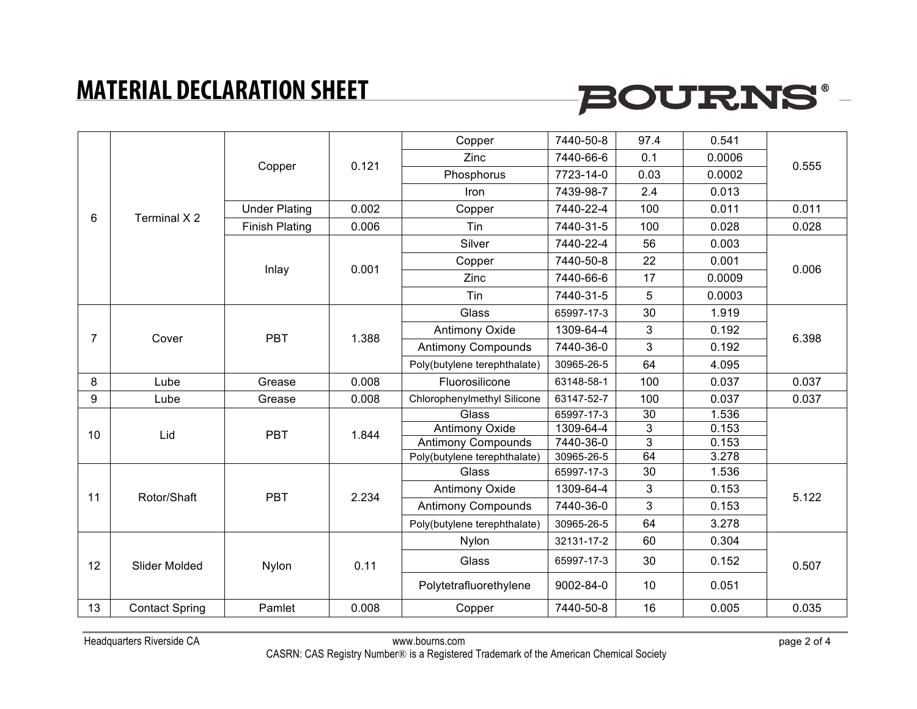# MATERIAL DECLARATION SHEET

| | | | | | | | | |
|---|---|---|---|---|---|---|---|---|
| 6 | Terminal X 2 | Copper | 0.121 | Copper | 7440-50-8 | 97.4 | 0.541 | 0.555 |
| | | | | Zinc | 7440-66-6 | 0.1 | 0.0006 | |
| | | | | Phosphorus | 7723-14-0 | 0.03 | 0.0002 | |
| | | | | Iron | 7439-98-7 | 2.4 | 0.013 | |
| | | Under Plating | 0.002 | Copper | 7440-22-4 | 100 | 0.011 | 0.011 |
| | | Finish Plating | 0.006 | Tin | 7440-31-5 | 100 | 0.028 | 0.028 |
| | | Inlay | 0.001 | Silver | 7440-22-4 | 56 | 0.003 | 0.006 |
| | | | | Copper | 7440-50-8 | 22 | 0.001 | |
| | | | | Zinc | 7440-66-6 | 17 | 0.0009 | |
| | | | | Tin | 7440-31-5 | 5 | 0.0003 | |
| 7 | Cover | PBT | 1.388 | Glass | 65997-17-3 | 30 | 1.919 | 6.398 |
| | | | | Antimony Oxide | 1309-64-4 | 3 | 0.192 | |
| | | | | Antimony Compounds | 7440-36-0 | 3 | 0.192 | |
| | | | | Poly(butylene terephthalate) | 30965-26-5 | 64 | 4.095 | |
| 8 | Lube | Grease | 0.008 | Fluorosilicone | 63148-58-1 | 100 | 0.037 | 0.037 |
| 9 | Lube | Grease | 0.008 | Chlorophenylmethyl Silicone | 63147-52-7 | 100 | 0.037 | 0.037 |
| 10 | Lid | PBT | 1.844 | Glass | 65997-17-3 | 30 | 1.536 | |
| | | | | Antimony Oxide | 1309-64-4 | 3 | 0.153 | |
| | | | | Antimony Compounds | 7440-36-0 | 3 | 0.153 | |
| | | | | Poly(butylene terephthalate) | 30965-26-5 | 64 | 3.278 | |
| 11 | Rotor/Shaft | PBT | 2.234 | Glass | 65997-17-3 | 30 | 1.536 | 5.122 |
| | | | | Antimony Oxide | 1309-64-4 | 3 | 0.153 | |
| | | | | Antimony Compounds | 7440-36-0 | 3 | 0.153 | |
| | | | | Poly(butylene terephthalate) | 30965-26-5 | 64 | 3.278 | |
| 12 | Slider Molded | Nylon | 0.11 | Nylon | 32131-17-2 | 60 | 0.304 | 0.507 |
| | | | | Glass | 65997-17-3 | 30 | 0.152 | |
| | | | | Polytetrafluorethylene | 9002-84-0 | 10 | 0.051 | |
| 13 | Contact Spring | Pamlet | 0.008 | Copper | 7440-50-8 | 16 | 0.005 | 0.035 |

Headquarters Riverside CA

www.bourns.com

CASRN: CAS Registry Number® is a Registered Trademark of the American Chemical Society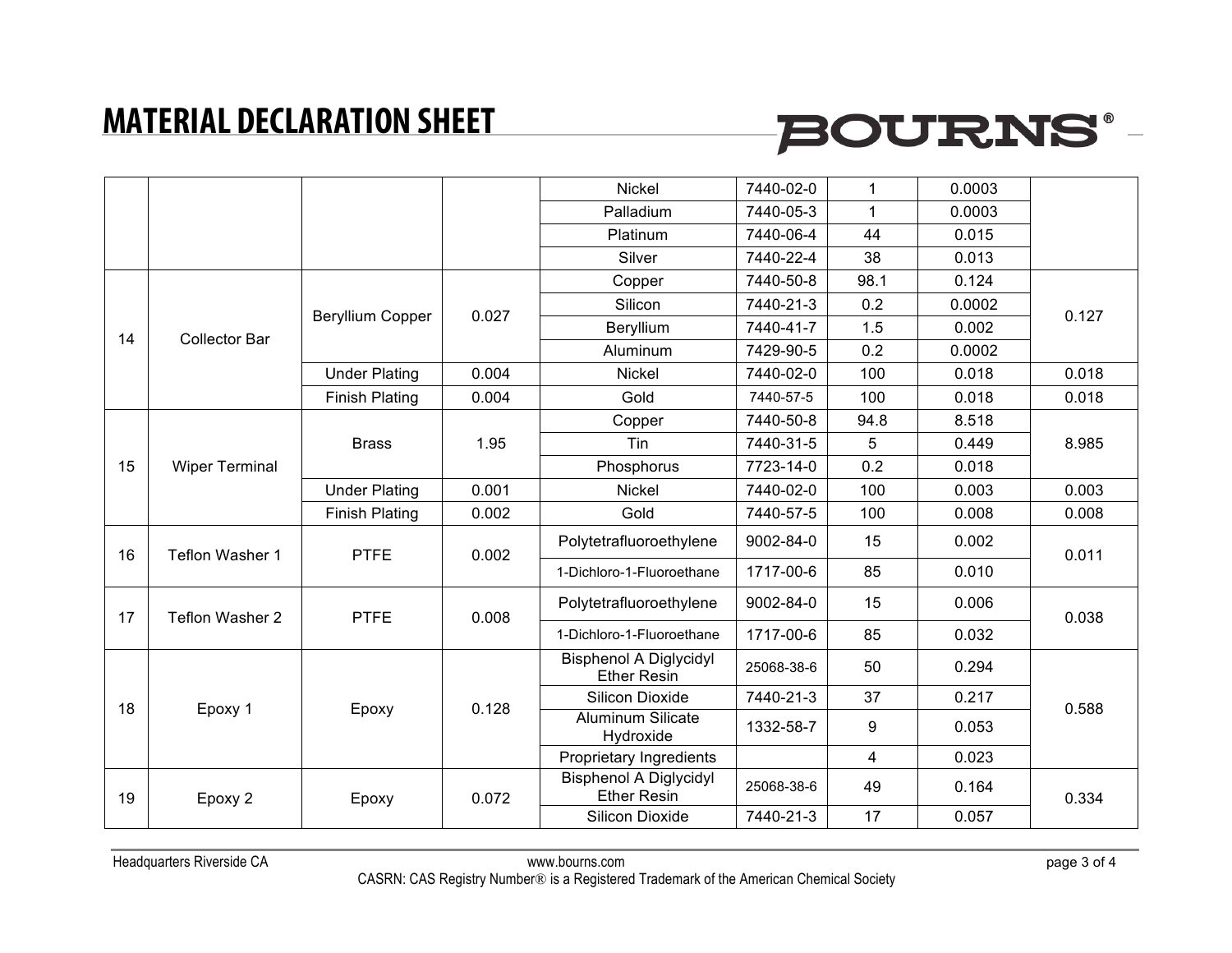# MATERIAL DECLARATION SHEET

| | | | | | | | | |
|---|---|---|---|---|---|---|---|---|
| | | | | Nickel | 7440-02-0 | 1 | 0.0003 | |
| | | | | Palladium | 7440-05-3 | 1 | 0.0003 | |
| | | | | Platinum | 7440-06-4 | 44 | 0.015 | |
| | | | | Silver | 7440-22-4 | 38 | 0.013 | |
| 14 | Collector Bar | Beryllium Copper | 0.027 | Copper | 7440-50-8 | 98.1 | 0.124 | 0.127 |
| | | | | Silicon | 7440-21-3 | 0.2 | 0.0002 | |
| | | | | Beryllium | 7440-41-7 | 1.5 | 0.002 | |
| | | | | Aluminum | 7429-90-5 | 0.2 | 0.0002 | |
| | | Under Plating | 0.004 | Nickel | 7440-02-0 | 100 | 0.018 | 0.018 |
| | | Finish Plating | 0.004 | Gold | 7440-57-5 | 100 | 0.018 | 0.018 |
| 15 | Wiper Terminal | Brass | 1.95 | Copper | 7440-50-8 | 94.8 | 8.518 | 8.985 |
| | | | | Tin | 7440-31-5 | 5 | 0.449 | |
| | | | | Phosphorus | 7723-14-0 | 0.2 | 0.018 | |
| | | Under Plating | 0.001 | Nickel | 7440-02-0 | 100 | 0.003 | 0.003 |
| | | Finish Plating | 0.002 | Gold | 7440-57-5 | 100 | 0.008 | 0.008 |
| 16 | Teflon Washer 1 | PTFE | 0.002 | Polytetrafluoroethylene | 9002-84-0 | 15 | 0.002 | 0.011 |
| | | | | 1-Dichloro-1-Fluoroethane | 1717-00-6 | 85 | 0.010 | |
| 17 | Teflon Washer 2 | PTFE | 0.008 | Polytetrafluoroethylene | 9002-84-0 | 15 | 0.006 | 0.038 |
| | | | | 1-Dichloro-1-Fluoroethane | 1717-00-6 | 85 | 0.032 | |
| 18 | Epoxy 1 | Epoxy | 0.128 | Bisphenol A Diglycidyl Ether Resin | 25068-38-6 | 50 | 0.294 | 0.588 |
| | | | | Silicon Dioxide | 7440-21-3 | 37 | 0.217 | |
| | | | | Aluminum Silicate Hydroxide | 1332-58-7 | 9 | 0.053 | |
| | | | | Proprietary Ingredients | | 4 | 0.023 | |
| 19 | Epoxy 2 | Epoxy | 0.072 | Bisphenol A Diglycidyl Ether Resin | 25068-38-6 | 49 | 0.164 | 0.334 |
| | | | | Silicon Dioxide | 7440-21-3 | 17 | 0.057 | |

Headquarters Riverside CA www.bourns.com

CASRN: CAS Registry Number® is a Registered Trademark of the American Chemical Society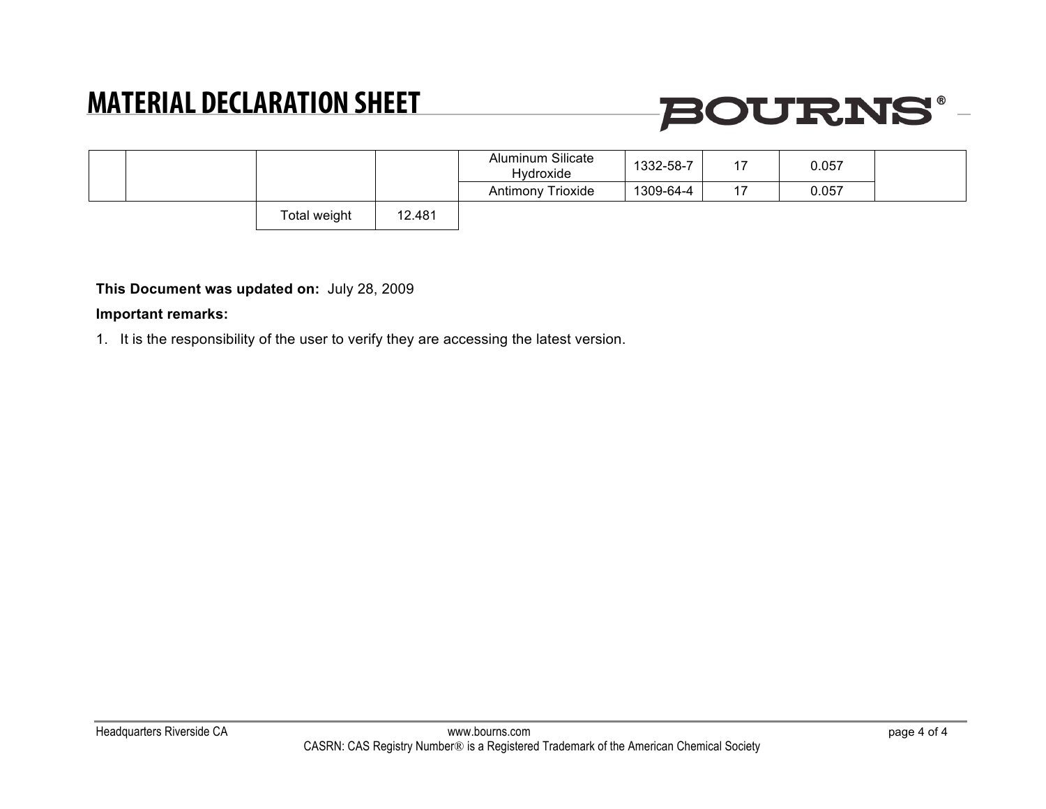# MATERIAL DECLARATION SHEET

| | | | | | | | | |
|---|---|---|---|---|---|---|---|---|
| | | | | Aluminum Silicate Hydroxide | 1332-58-7 | 17 | 0.057 | |
| | | | | Antimony Trioxide | 1309-64-4 | 17 | 0.057 | |
| | | Total weight | 12.481 | | | | | |

**This Document was updated on:** July 28, 2009

**Important remarks:**

1. It is the responsibility of the user to verify they are accessing the latest version.

CASRN: CAS Registry Number® is a Registered Trademark of the American Chemical Society